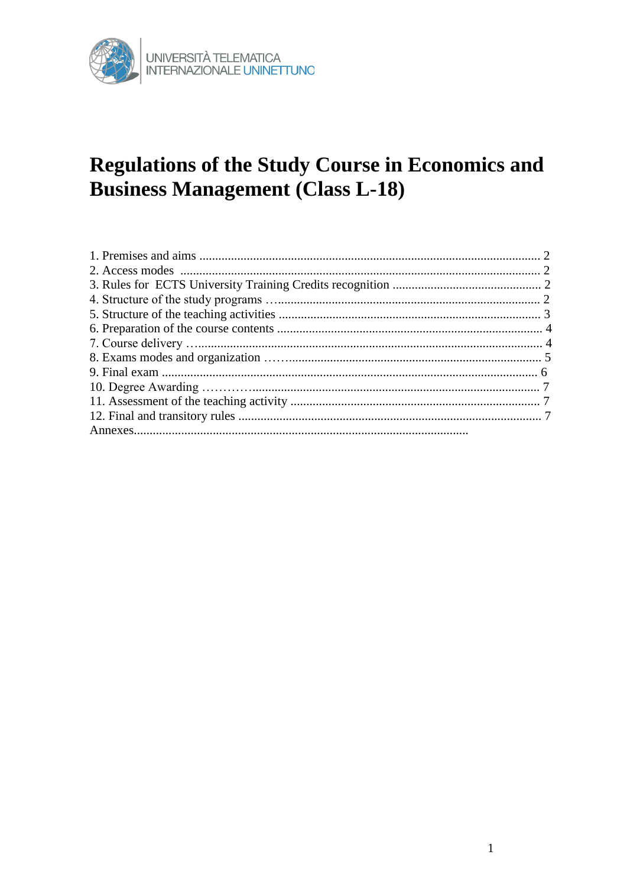UNIVERSITÀ TELEMATICA INTERNAZIONALE UNINETTUNO

# Regulations of the Study Course in Economics and Business Management (Class L-18)

1. Premises and aims .......... 2
2. Access modes .......... 2
3. Rules for ECTS University Training Credits recognition .......... 2
4. Structure of the study programs .......... 2
5. Structure of the teaching activities .......... 3
6. Preparation of the course contents .......... 4
7. Course delivery .......... 4
8. Exams modes and organization .......... 5
9. Final exam .......... 6
10. Degree Awarding .......... 7
11. Assessment of the teaching activity .......... 7
12. Final and transitory rules .......... 7

Annexes..........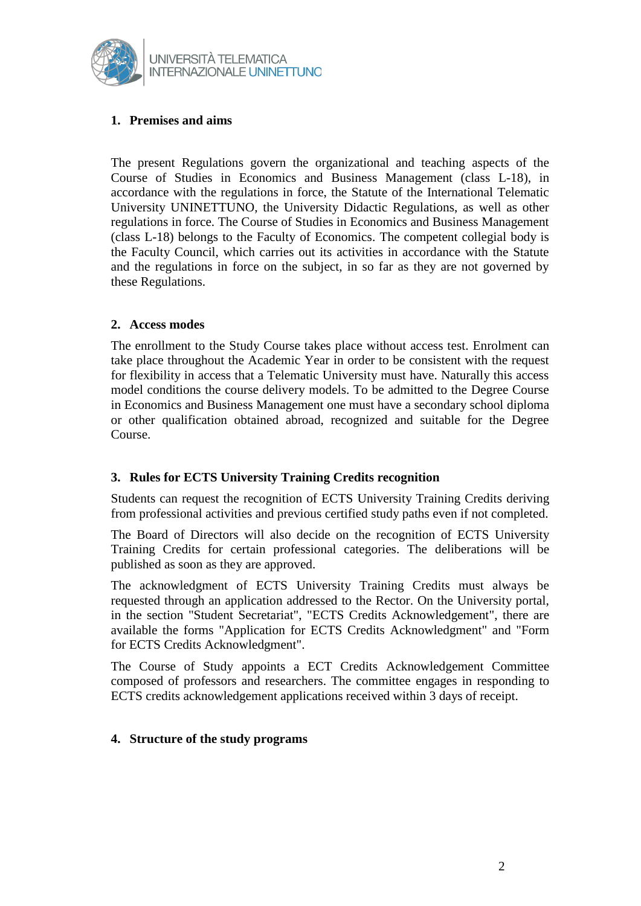## 1. Premises and aims

The present Regulations govern the organizational and teaching aspects of the Course of Studies in Economics and Business Management (class L-18), in accordance with the regulations in force, the Statute of the International Telematic University UNINETTUNO, the University Didactic Regulations, as well as other regulations in force. The Course of Studies in Economics and Business Management (class L-18) belongs to the Faculty of Economics. The competent collegial body is the Faculty Council, which carries out its activities in accordance with the Statute and the regulations in force on the subject, in so far as they are not governed by these Regulations.

## 2. Access modes

The enrollment to the Study Course takes place without access test. Enrolment can take place throughout the Academic Year in order to be consistent with the request for flexibility in access that a Telematic University must have. Naturally this access model conditions the course delivery models. To be admitted to the Degree Course in Economics and Business Management one must have a secondary school diploma or other qualification obtained abroad, recognized and suitable for the Degree Course.

## 3. Rules for ECTS University Training Credits recognition

Students can request the recognition of ECTS University Training Credits deriving from professional activities and previous certified study paths even if not completed.

The Board of Directors will also decide on the recognition of ECTS University Training Credits for certain professional categories. The deliberations will be published as soon as they are approved.

The acknowledgment of ECTS University Training Credits must always be requested through an application addressed to the Rector. On the University portal, in the section "Student Secretariat", "ECTS Credits Acknowledgement", there are available the forms "Application for ECTS Credits Acknowledgment" and "Form for ECTS Credits Acknowledgment".

The Course of Study appoints a ECT Credits Acknowledgement Committee composed of professors and researchers. The committee engages in responding to ECTS credits acknowledgement applications received within 3 days of receipt.

## 4. Structure of the study programs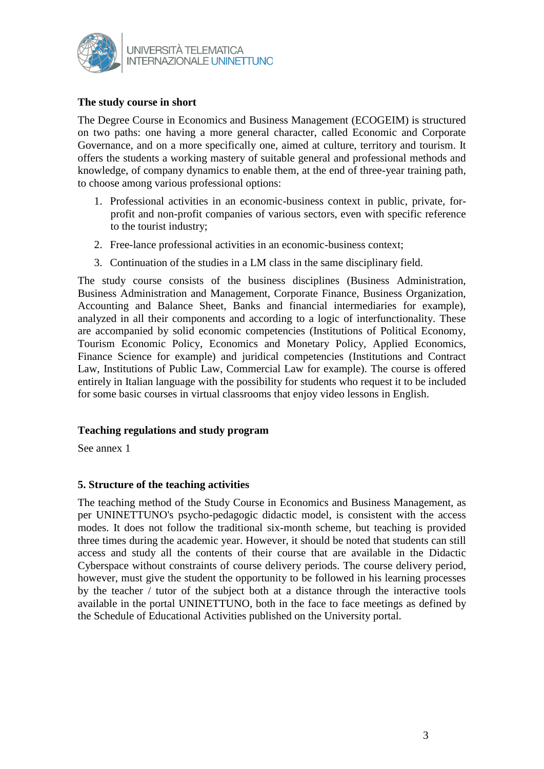**The study course in short**

The Degree Course in Economics and Business Management (ECOGEIM) is structured on two paths: one having a more general character, called Economic and Corporate Governance, and on a more specifically one, aimed at culture, territory and tourism. It offers the students a working mastery of suitable general and professional methods and knowledge, of company dynamics to enable them, at the end of three-year training path, to choose among various professional options:

1. Professional activities in an economic-business context in public, private, for-profit and non-profit companies of various sectors, even with specific reference to the tourist industry;
2. Free-lance professional activities in an economic-business context;
3. Continuation of the studies in a LM class in the same disciplinary field.

The study course consists of the business disciplines (Business Administration, Business Administration and Management, Corporate Finance, Business Organization, Accounting and Balance Sheet, Banks and financial intermediaries for example), analyzed in all their components and according to a logic of interfunctionality. These are accompanied by solid economic competencies (Institutions of Political Economy, Tourism Economic Policy, Economics and Monetary Policy, Applied Economics, Finance Science for example) and juridical competencies (Institutions and Contract Law, Institutions of Public Law, Commercial Law for example). The course is offered entirely in Italian language with the possibility for students who request it to be included for some basic courses in virtual classrooms that enjoy video lessons in English.

**Teaching regulations and study program**

See annex 1

**5. Structure of the teaching activities**

The teaching method of the Study Course in Economics and Business Management, as per UNINETTUNO's psycho-pedagogic didactic model, is consistent with the access modes. It does not follow the traditional six-month scheme, but teaching is provided three times during the academic year. However, it should be noted that students can still access and study all the contents of their course that are available in the Didactic Cyberspace without constraints of course delivery periods. The course delivery period, however, must give the student the opportunity to be followed in his learning processes by the teacher / tutor of the subject both at a distance through the interactive tools available in the portal UNINETTUNO, both in the face to face meetings as defined by the Schedule of Educational Activities published on the University portal.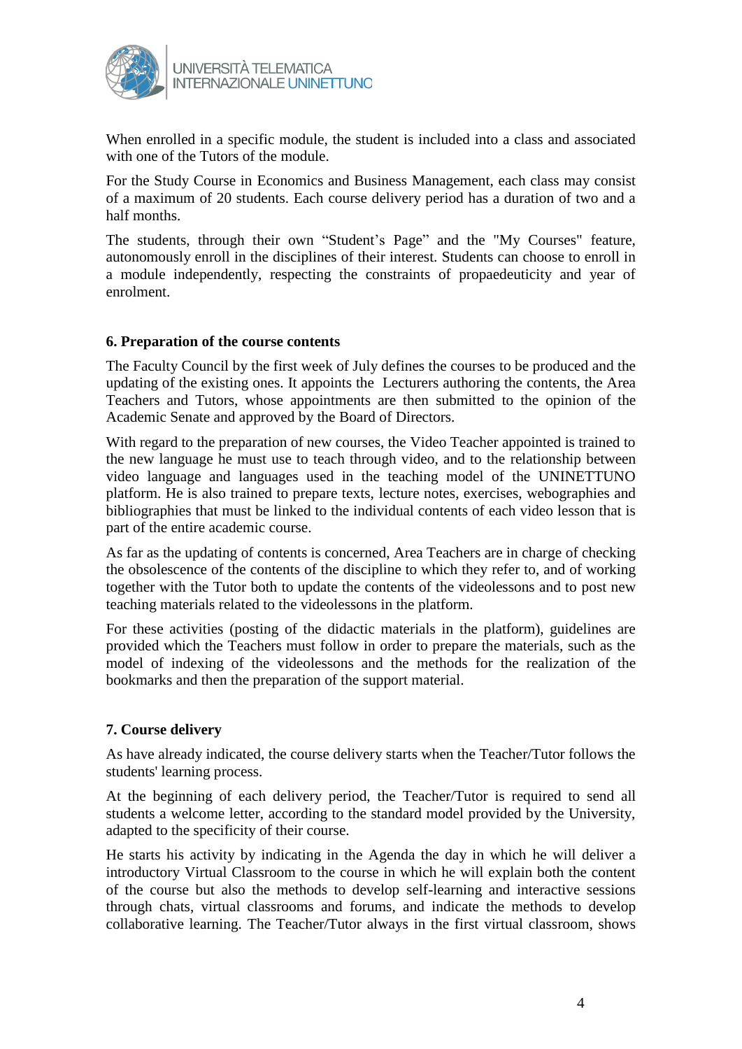When enrolled in a specific module, the student is included into a class and associated with one of the Tutors of the module.

For the Study Course in Economics and Business Management, each class may consist of a maximum of 20 students. Each course delivery period has a duration of two and a half months.

The students, through their own "Student's Page" and the "My Courses" feature, autonomously enroll in the disciplines of their interest. Students can choose to enroll in a module independently, respecting the constraints of propaedeuticity and year of enrolment.

### 6. Preparation of the course contents

The Faculty Council by the first week of July defines the courses to be produced and the updating of the existing ones. It appoints the Lecturers authoring the contents, the Area Teachers and Tutors, whose appointments are then submitted to the opinion of the Academic Senate and approved by the Board of Directors.

With regard to the preparation of new courses, the Video Teacher appointed is trained to the new language he must use to teach through video, and to the relationship between video language and languages used in the teaching model of the UNINETTUNO platform. He is also trained to prepare texts, lecture notes, exercises, webographies and bibliographies that must be linked to the individual contents of each video lesson that is part of the entire academic course.

As far as the updating of contents is concerned, Area Teachers are in charge of checking the obsolescence of the contents of the discipline to which they refer to, and of working together with the Tutor both to update the contents of the videolessons and to post new teaching materials related to the videolessons in the platform.

For these activities (posting of the didactic materials in the platform), guidelines are provided which the Teachers must follow in order to prepare the materials, such as the model of indexing of the videolessons and the methods for the realization of the bookmarks and then the preparation of the support material.

### 7. Course delivery

As have already indicated, the course delivery starts when the Teacher/Tutor follows the students' learning process.

At the beginning of each delivery period, the Teacher/Tutor is required to send all students a welcome letter, according to the standard model provided by the University, adapted to the specificity of their course.

He starts his activity by indicating in the Agenda the day in which he will deliver a introductory Virtual Classroom to the course in which he will explain both the content of the course but also the methods to develop self-learning and interactive sessions through chats, virtual classrooms and forums, and indicate the methods to develop collaborative learning. The Teacher/Tutor always in the first virtual classroom, shows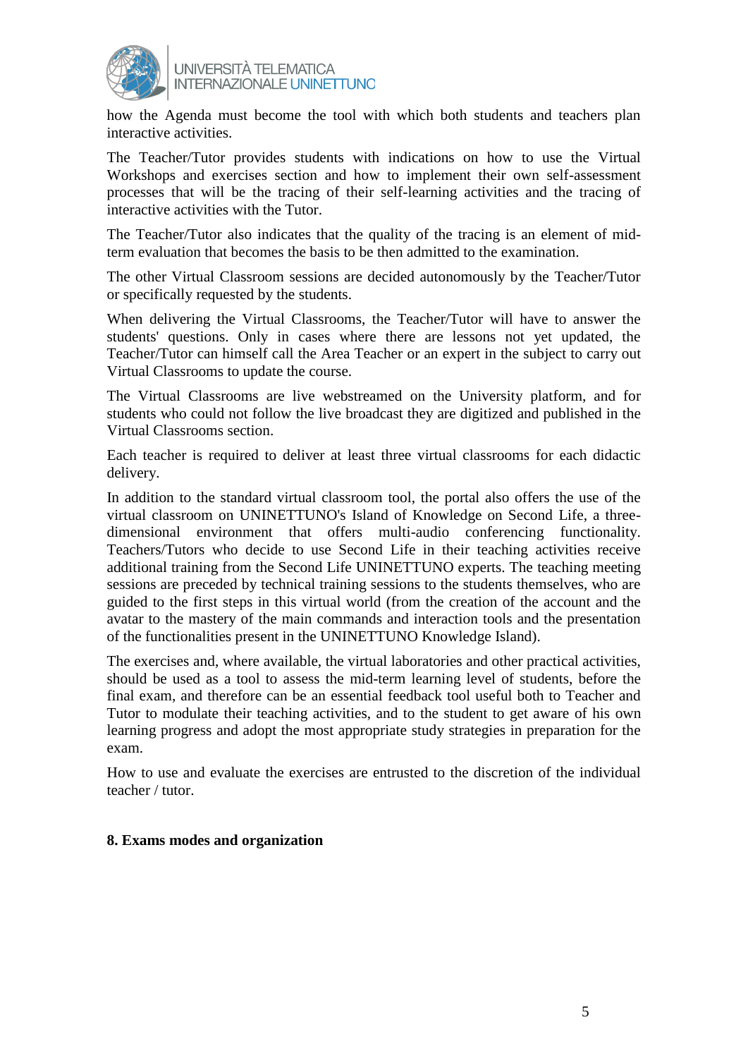how the Agenda must become the tool with which both students and teachers plan interactive activities.

The Teacher/Tutor provides students with indications on how to use the Virtual Workshops and exercises section and how to implement their own self-assessment processes that will be the tracing of their self-learning activities and the tracing of interactive activities with the Tutor.

The Teacher/Tutor also indicates that the quality of the tracing is an element of mid-term evaluation that becomes the basis to be then admitted to the examination.

The other Virtual Classroom sessions are decided autonomously by the Teacher/Tutor or specifically requested by the students.

When delivering the Virtual Classrooms, the Teacher/Tutor will have to answer the students' questions. Only in cases where there are lessons not yet updated, the Teacher/Tutor can himself call the Area Teacher or an expert in the subject to carry out Virtual Classrooms to update the course.

The Virtual Classrooms are live webstreamed on the University platform, and for students who could not follow the live broadcast they are digitized and published in the Virtual Classrooms section.

Each teacher is required to deliver at least three virtual classrooms for each didactic delivery.

In addition to the standard virtual classroom tool, the portal also offers the use of the virtual classroom on UNINETTUNO's Island of Knowledge on Second Life, a three-dimensional environment that offers multi-audio conferencing functionality. Teachers/Tutors who decide to use Second Life in their teaching activities receive additional training from the Second Life UNINETTUNO experts. The teaching meeting sessions are preceded by technical training sessions to the students themselves, who are guided to the first steps in this virtual world (from the creation of the account and the avatar to the mastery of the main commands and interaction tools and the presentation of the functionalities present in the UNINETTUNO Knowledge Island).

The exercises and, where available, the virtual laboratories and other practical activities, should be used as a tool to assess the mid-term learning level of students, before the final exam, and therefore can be an essential feedback tool useful both to Teacher and Tutor to modulate their teaching activities, and to the student to get aware of his own learning progress and adopt the most appropriate study strategies in preparation for the exam.

How to use and evaluate the exercises are entrusted to the discretion of the individual teacher / tutor.

**8. Exams modes and organization**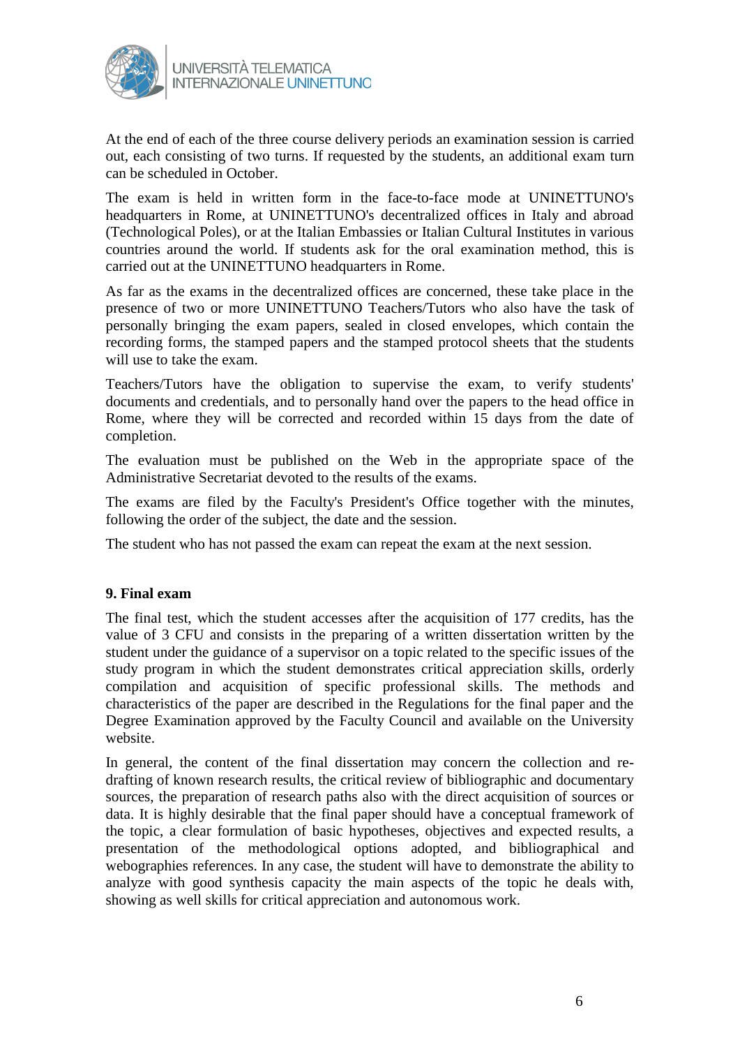At the end of each of the three course delivery periods an examination session is carried out, each consisting of two turns. If requested by the students, an additional exam turn can be scheduled in October.

The exam is held in written form in the face-to-face mode at UNINETTUNO's headquarters in Rome, at UNINETTUNO's decentralized offices in Italy and abroad (Technological Poles), or at the Italian Embassies or Italian Cultural Institutes in various countries around the world. If students ask for the oral examination method, this is carried out at the UNINETTUNO headquarters in Rome.

As far as the exams in the decentralized offices are concerned, these take place in the presence of two or more UNINETTUNO Teachers/Tutors who also have the task of personally bringing the exam papers, sealed in closed envelopes, which contain the recording forms, the stamped papers and the stamped protocol sheets that the students will use to take the exam.

Teachers/Tutors have the obligation to supervise the exam, to verify students' documents and credentials, and to personally hand over the papers to the head office in Rome, where they will be corrected and recorded within 15 days from the date of completion.

The evaluation must be published on the Web in the appropriate space of the Administrative Secretariat devoted to the results of the exams.

The exams are filed by the Faculty's President's Office together with the minutes, following the order of the subject, the date and the session.

The student who has not passed the exam can repeat the exam at the next session.

## 9. Final exam

The final test, which the student accesses after the acquisition of 177 credits, has the value of 3 CFU and consists in the preparing of a written dissertation written by the student under the guidance of a supervisor on a topic related to the specific issues of the study program in which the student demonstrates critical appreciation skills, orderly compilation and acquisition of specific professional skills. The methods and characteristics of the paper are described in the Regulations for the final paper and the Degree Examination approved by the Faculty Council and available on the University website.

In general, the content of the final dissertation may concern the collection and re-drafting of known research results, the critical review of bibliographic and documentary sources, the preparation of research paths also with the direct acquisition of sources or data. It is highly desirable that the final paper should have a conceptual framework of the topic, a clear formulation of basic hypotheses, objectives and expected results, a presentation of the methodological options adopted, and bibliographical and webographies references. In any case, the student will have to demonstrate the ability to analyze with good synthesis capacity the main aspects of the topic he deals with, showing as well skills for critical appreciation and autonomous work.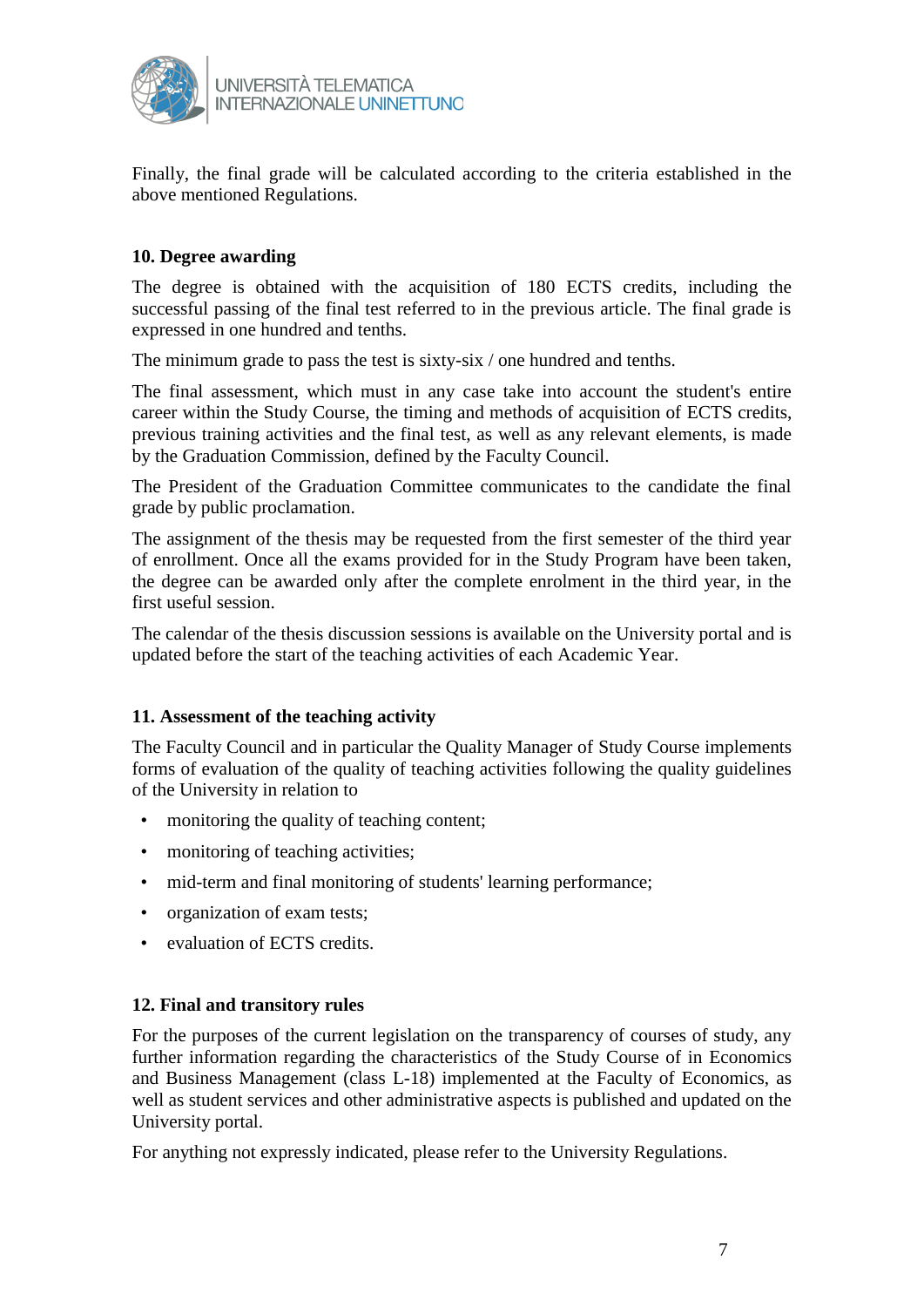Finally, the final grade will be calculated according to the criteria established in the above mentioned Regulations.

## 10. Degree awarding

The degree is obtained with the acquisition of 180 ECTS credits, including the successful passing of the final test referred to in the previous article. The final grade is expressed in one hundred and tenths.

The minimum grade to pass the test is sixty-six / one hundred and tenths.

The final assessment, which must in any case take into account the student's entire career within the Study Course, the timing and methods of acquisition of ECTS credits, previous training activities and the final test, as well as any relevant elements, is made by the Graduation Commission, defined by the Faculty Council.

The President of the Graduation Committee communicates to the candidate the final grade by public proclamation.

The assignment of the thesis may be requested from the first semester of the third year of enrollment. Once all the exams provided for in the Study Program have been taken, the degree can be awarded only after the complete enrolment in the third year, in the first useful session.

The calendar of the thesis discussion sessions is available on the University portal and is updated before the start of the teaching activities of each Academic Year.

## 11. Assessment of the teaching activity

The Faculty Council and in particular the Quality Manager of Study Course implements forms of evaluation of the quality of teaching activities following the quality guidelines of the University in relation to

- monitoring the quality of teaching content;
- monitoring of teaching activities;
- mid-term and final monitoring of students' learning performance;
- organization of exam tests;
- evaluation of ECTS credits.

## 12. Final and transitory rules

For the purposes of the current legislation on the transparency of courses of study, any further information regarding the characteristics of the Study Course of in Economics and Business Management (class L-18) implemented at the Faculty of Economics, as well as student services and other administrative aspects is published and updated on the University portal.

For anything not expressly indicated, please refer to the University Regulations.